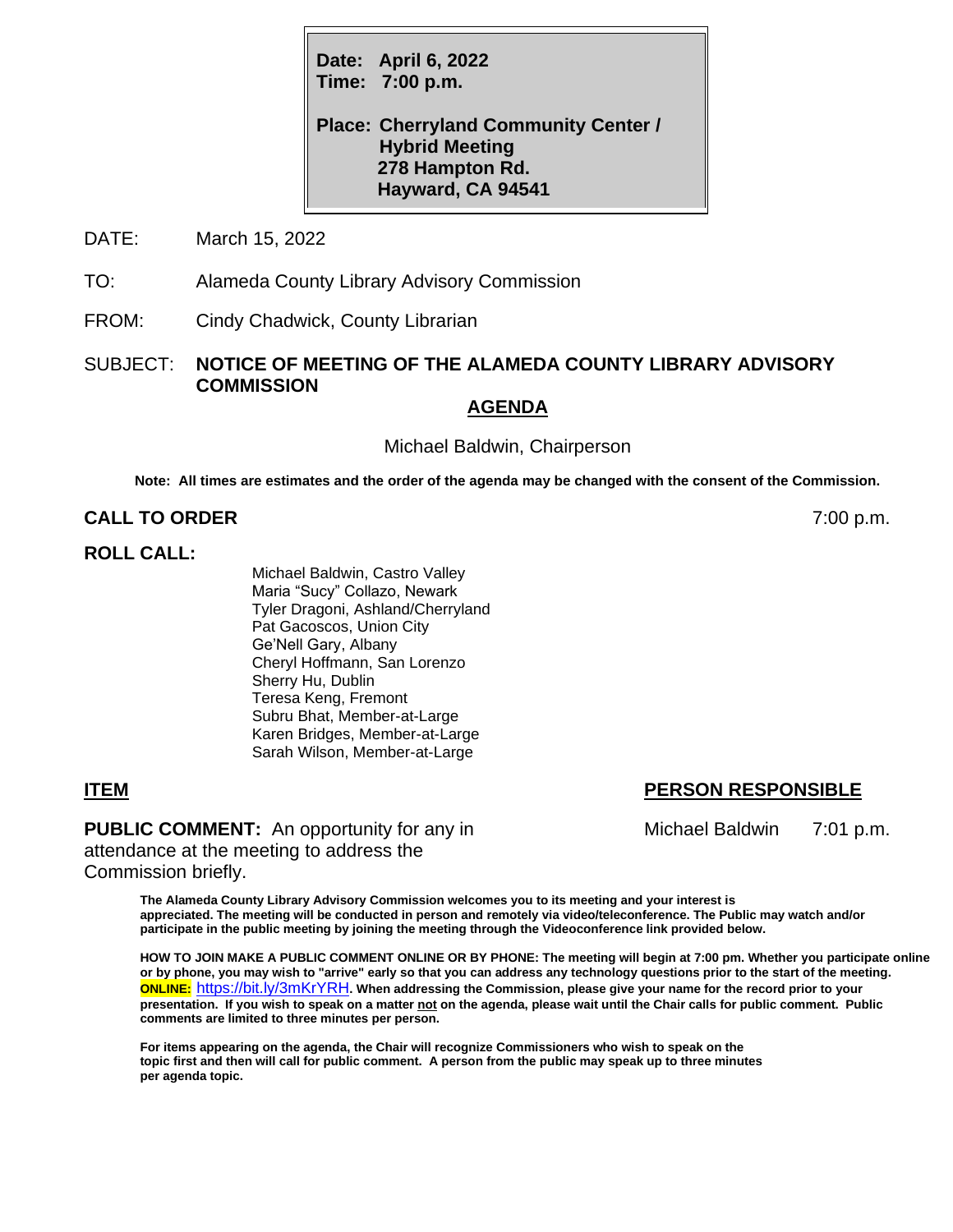**Date: April 6, 2022**
**Time: 7:00 p.m.**

**Place: Cherryland Community Center / Hybrid Meeting**
**278 Hampton Rd.**
**Hayward, CA 94541**

DATE: March 15, 2022

TO: Alameda County Library Advisory Commission

FROM: Cindy Chadwick, County Librarian

SUBJECT: **NOTICE OF MEETING OF THE ALAMEDA COUNTY LIBRARY ADVISORY COMMISSION**

## AGENDA

Michael Baldwin, Chairperson

**Note: All times are estimates and the order of the agenda may be changed with the consent of the Commission.**

**CALL TO ORDER** 7:00 p.m.

**ROLL CALL:**

Michael Baldwin, Castro Valley
Maria "Sucy" Collazo, Newark
Tyler Dragoni, Ashland/Cherryland
Pat Gacoscos, Union City
Ge'Nell Gary, Albany
Cheryl Hoffmann, San Lorenzo
Sherry Hu, Dublin
Teresa Keng, Fremont
Subru Bhat, Member-at-Large
Karen Bridges, Member-at-Large
Sarah Wilson, Member-at-Large

| **ITEM** | **PERSON RESPONSIBLE** | |
|---|---|---|
| **PUBLIC COMMENT:** An opportunity for any in attendance at the meeting to address the Commission briefly. | Michael Baldwin | 7:01 p.m. |

**The Alameda County Library Advisory Commission welcomes you to its meeting and your interest is appreciated. The meeting will be conducted in person and remotely via video/teleconference. The Public may watch and/or participate in the public meeting by joining the meeting through the Videoconference link provided below.**

**HOW TO JOIN MAKE A PUBLIC COMMENT ONLINE OR BY PHONE: The meeting will begin at 7:00 pm. Whether you participate online or by phone, you may wish to "arrive" early so that you can address any technology questions prior to the start of the meeting. ONLINE:** https://bit.ly/3mKrYRH**. When addressing the Commission, please give your name for the record prior to your presentation. If you wish to speak on a matter not on the agenda, please wait until the Chair calls for public comment. Public comments are limited to three minutes per person.**

**For items appearing on the agenda, the Chair will recognize Commissioners who wish to speak on the topic first and then will call for public comment. A person from the public may speak up to three minutes per agenda topic.**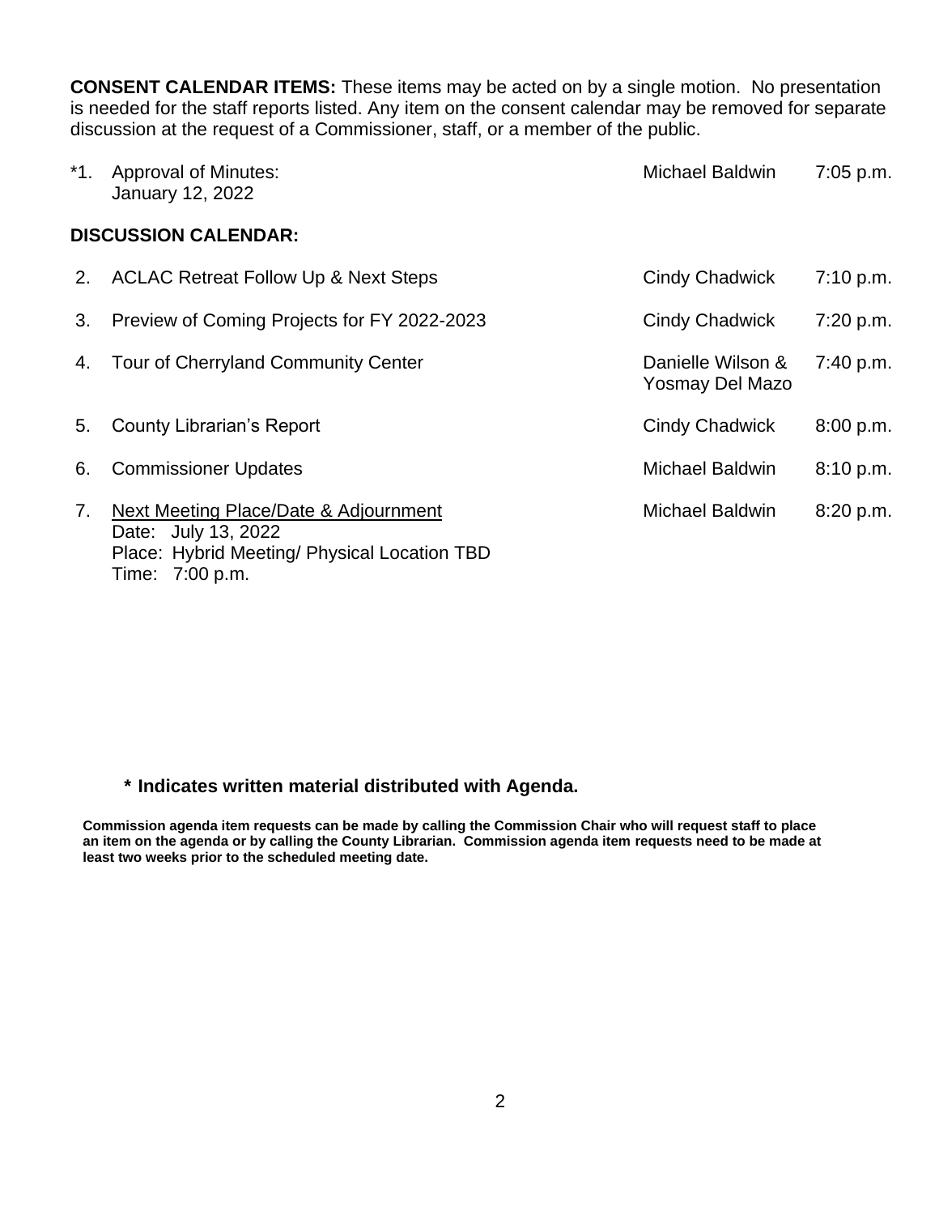**CONSENT CALENDAR ITEMS:** These items may be acted on by a single motion. No presentation is needed for the staff reports listed. Any item on the consent calendar may be removed for separate discussion at the request of a Commissioner, staff, or a member of the public.

| | | | |
|---|---|---|---|
| *1. | Approval of Minutes:<br>January 12, 2022 | Michael Baldwin | 7:05 p.m. |

**DISCUSSION CALENDAR:**

| | | | |
|---|---|---|---|
| 2. | ACLAC Retreat Follow Up & Next Steps | Cindy Chadwick | 7:10 p.m. |
| 3. | Preview of Coming Projects for FY 2022-2023 | Cindy Chadwick | 7:20 p.m. |
| 4. | Tour of Cherryland Community Center | Danielle Wilson & Yosmay Del Mazo | 7:40 p.m. |
| 5. | County Librarian's Report | Cindy Chadwick | 8:00 p.m. |
| 6. | Commissioner Updates | Michael Baldwin | 8:10 p.m. |
| 7. | <u>Next Meeting Place/Date & Adjournment</u><br>Date: July 13, 2022<br>Place: Hybrid Meeting/ Physical Location TBD<br>Time: 7:00 p.m. | Michael Baldwin | 8:20 p.m. |

**\* Indicates written material distributed with Agenda.**

**Commission agenda item requests can be made by calling the Commission Chair who will request staff to place an item on the agenda or by calling the County Librarian. Commission agenda item requests need to be made at least two weeks prior to the scheduled meeting date.**